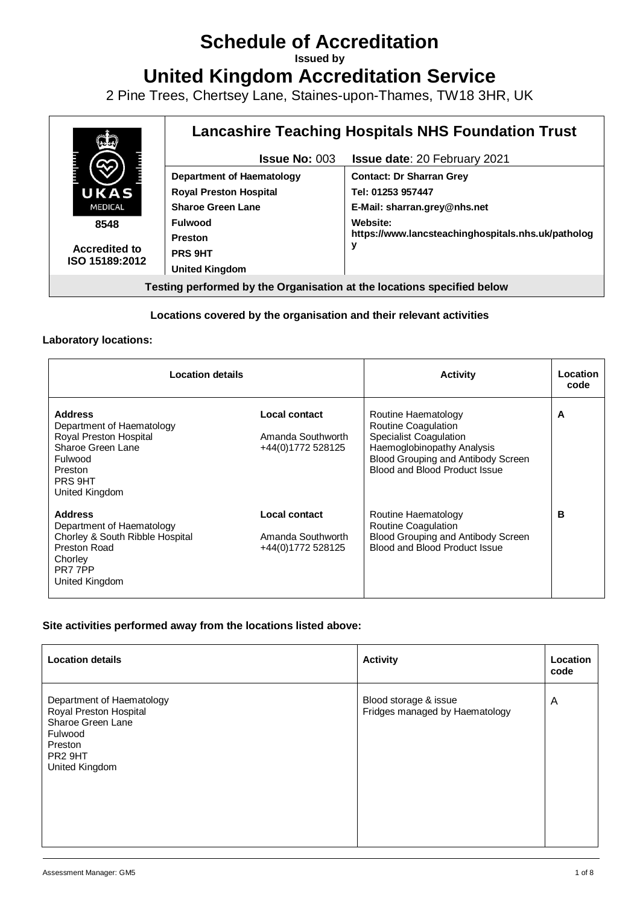# Schedule of Accreditation

**Issued by**

# United Kingdom Accreditation Service

2 Pine Trees, Chertsey Lane, Staines-upon-Thames, TW18 3HR, UK

| UKAS MEDICAL 8548 Accredited to ISO 15189:2012 | **Lancashire Teaching Hospitals NHS Foundation Trust** | |
|---|---|---|
| | **Issue No:** 003 | **Issue date**: 20 February 2021 |
| | **Department of Haematology**<br>**Royal Preston Hospital**<br>**Sharoe Green Lane**<br>**Fulwood**<br>**Preston**<br>**PRS 9HT**<br>**United Kingdom** | **Contact: Dr Sharran Grey**<br>**Tel: 01253 957447**<br>**E-Mail: sharran.grey@nhs.net**<br>**Website: https://www.lancsteachinghospitals.nhs.uk/pathology** |

**Testing performed by the Organisation at the locations specified below**

**Locations covered by the organisation and their relevant activities**

**Laboratory locations:**

| Location details | | Activity | Location code |
|---|---|---|---|
| **Address**<br>Department of Haematology<br>Royal Preston Hospital<br>Sharoe Green Lane<br>Fulwood<br>Preston<br>PRS 9HT<br>United Kingdom | **Local contact**<br>Amanda Southworth<br>+44(0)1772 528125 | Routine Haematology<br>Routine Coagulation<br>Specialist Coagulation<br>Haemoglobinopathy Analysis<br>Blood Grouping and Antibody Screen<br>Blood and Blood Product Issue | **A** |
| **Address**<br>Department of Haematology<br>Chorley & South Ribble Hospital<br>Preston Road<br>Chorley<br>PR7 7PP<br>United Kingdom | **Local contact**<br>Amanda Southworth<br>+44(0)1772 528125 | Routine Haematology<br>Routine Coagulation<br>Blood Grouping and Antibody Screen<br>Blood and Blood Product Issue | **B** |

**Site activities performed away from the locations listed above:**

| Location details | Activity | Location code |
|---|---|---|
| Department of Haematology<br>Royal Preston Hospital<br>Sharoe Green Lane<br>Fulwood<br>Preston<br>PR2 9HT<br>United Kingdom | Blood storage & issue<br>Fridges managed by Haematology | A |

Assessment Manager: GM5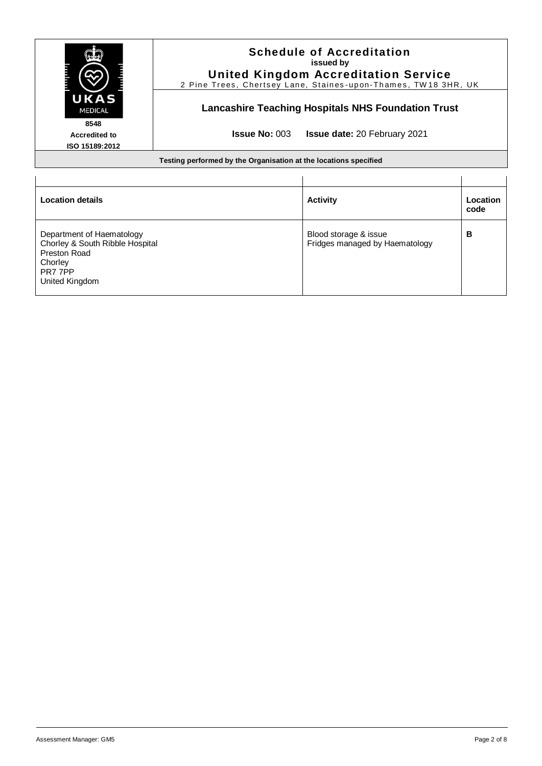# Schedule of Accreditation

**issued by**

**United Kingdom Accreditation Service**

2 Pine Trees, Chertsey Lane, Staines-upon-Thames, TW18 3HR, UK

UKAS MEDICAL

**8548**

**Accredited to ISO 15189:2012**

## Lancashire Teaching Hospitals NHS Foundation Trust

**Issue No:** 003 **Issue date:** 20 February 2021

**Testing performed by the Organisation at the locations specified**

| Location details | Activity | Location code |
|---|---|---|
| Department of Haematology<br>Chorley & South Ribble Hospital<br>Preston Road<br>Chorley<br>PR7 7PP<br>United Kingdom | Blood storage & issue<br>Fridges managed by Haematology | **B** |

Assessment Manager: GM5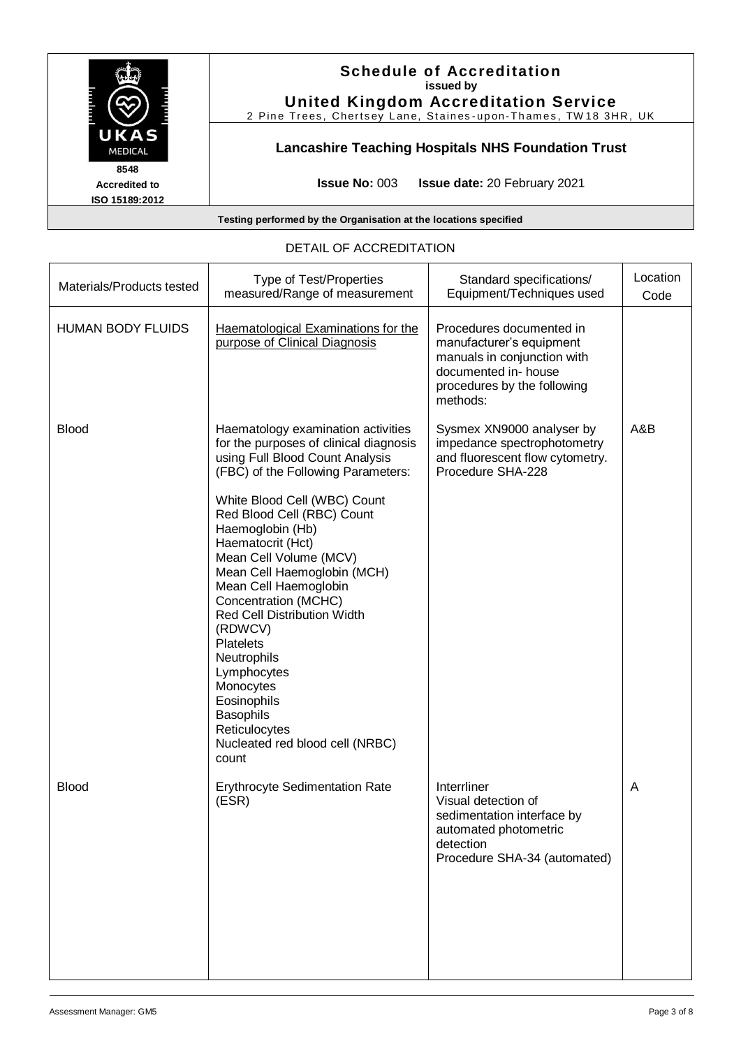**Schedule of Accreditation**
**issued by**
**United Kingdom Accreditation Service**
2 Pine Trees, Chertsey Lane, Staines-upon-Thames, TW18 3HR, UK

UKAS MEDICAL
8548
Accredited to
ISO 15189:2012

**Lancashire Teaching Hospitals NHS Foundation Trust**

**Issue No:** 003 **Issue date:** 20 February 2021

**Testing performed by the Organisation at the locations specified**

DETAIL OF ACCREDITATION

| Materials/Products tested | Type of Test/Properties measured/Range of measurement | Standard specifications/ Equipment/Techniques used | Location Code |
|---|---|---|---|
| HUMAN BODY FLUIDS | Haematological Examinations for the purpose of Clinical Diagnosis | Procedures documented in manufacturer's equipment manuals in conjunction with documented in- house procedures by the following methods: | |
| Blood | Haematology examination activities for the purposes of clinical diagnosis using Full Blood Count Analysis (FBC) of the Following Parameters:<br><br>White Blood Cell (WBC) Count<br>Red Blood Cell (RBC) Count<br>Haemoglobin (Hb)<br>Haematocrit (Hct)<br>Mean Cell Volume (MCV)<br>Mean Cell Haemoglobin (MCH)<br>Mean Cell Haemoglobin Concentration (MCHC)<br>Red Cell Distribution Width (RDWCV)<br>Platelets<br>Neutrophils<br>Lymphocytes<br>Monocytes<br>Eosinophils<br>Basophils<br>Reticulocytes<br>Nucleated red blood cell (NRBC) count | Sysmex XN9000 analyser by impedance spectrophotometry and fluorescent flow cytometry. Procedure SHA-228 | A&B |
| Blood | Erythrocyte Sedimentation Rate (ESR) | Interrliner<br>Visual detection of sedimentation interface by automated photometric detection<br>Procedure SHA-34 (automated) | A |

Assessment Manager: GM5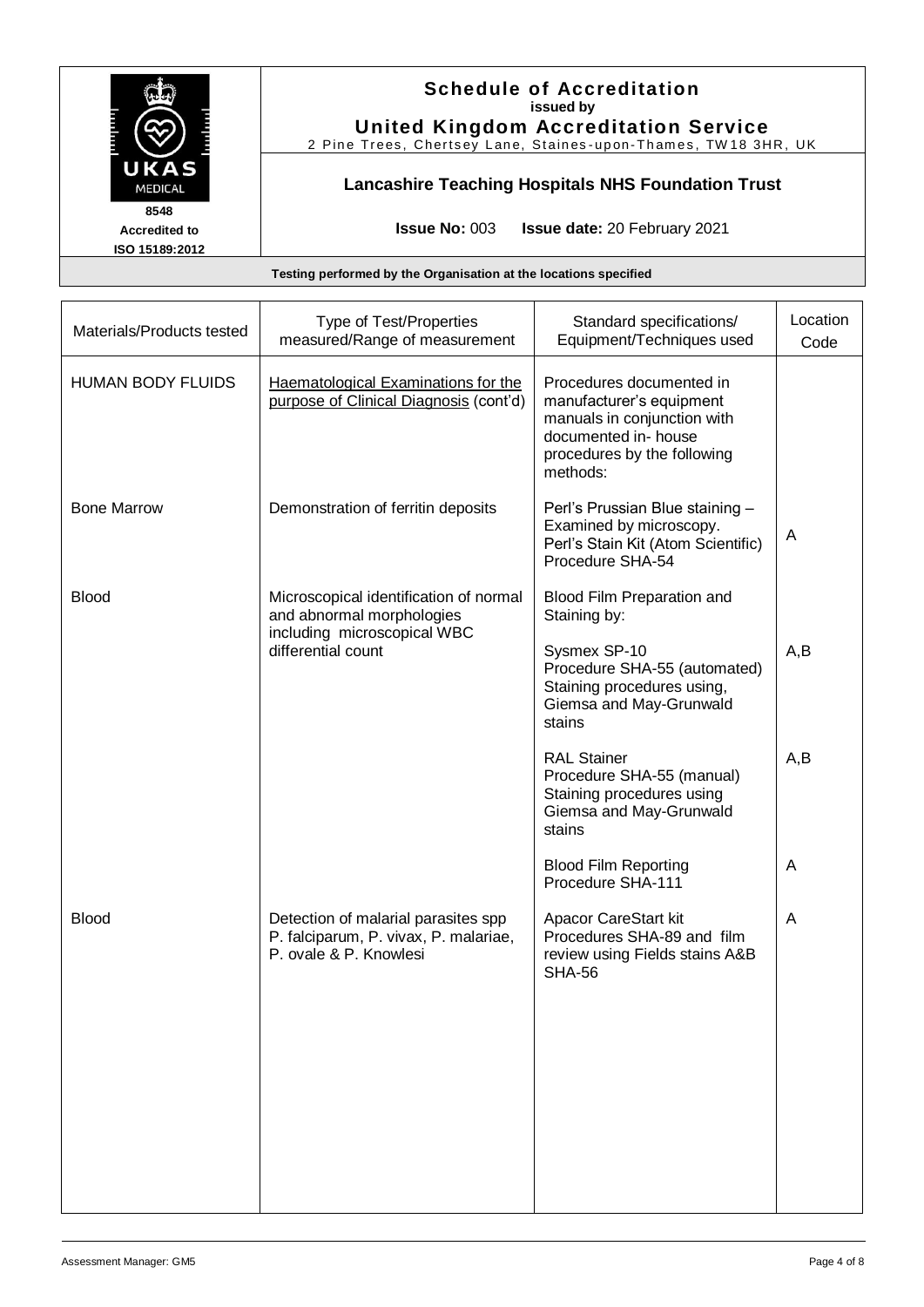# Schedule of Accreditation
**issued by**
**United Kingdom Accreditation Service**
2 Pine Trees, Chertsey Lane, Staines-upon-Thames, TW18 3HR, UK

8548
Accredited to
ISO 15189:2012

## Lancashire Teaching Hospitals NHS Foundation Trust

**Issue No:** 003 **Issue date:** 20 February 2021

**Testing performed by the Organisation at the locations specified**

| Materials/Products tested | Type of Test/Properties measured/Range of measurement | Standard specifications/ Equipment/Techniques used | Location Code |
|---|---|---|---|
| HUMAN BODY FLUIDS | Haematological Examinations for the purpose of Clinical Diagnosis (cont'd) | Procedures documented in manufacturer's equipment manuals in conjunction with documented in- house procedures by the following methods: | |
| Bone Marrow | Demonstration of ferritin deposits | Perl's Prussian Blue staining – Examined by microscopy. Perl's Stain Kit (Atom Scientific) Procedure SHA-54 | A |
| Blood | Microscopical identification of normal and abnormal morphologies including microscopical WBC differential count | Blood Film Preparation and Staining by: | |
| | | Sysmex SP-10 Procedure SHA-55 (automated) Staining procedures using, Giemsa and May-Grunwald stains | A,B |
| | | RAL Stainer Procedure SHA-55 (manual) Staining procedures using Giemsa and May-Grunwald stains | A,B |
| | | Blood Film Reporting Procedure SHA-111 | A |
| Blood | Detection of malarial parasites spp P. falciparum, P. vivax, P. malariae, P. ovale & P. Knowlesi | Apacor CareStart kit Procedures SHA-89 and film review using Fields stains A&B SHA-56 | A |

Assessment Manager: GM5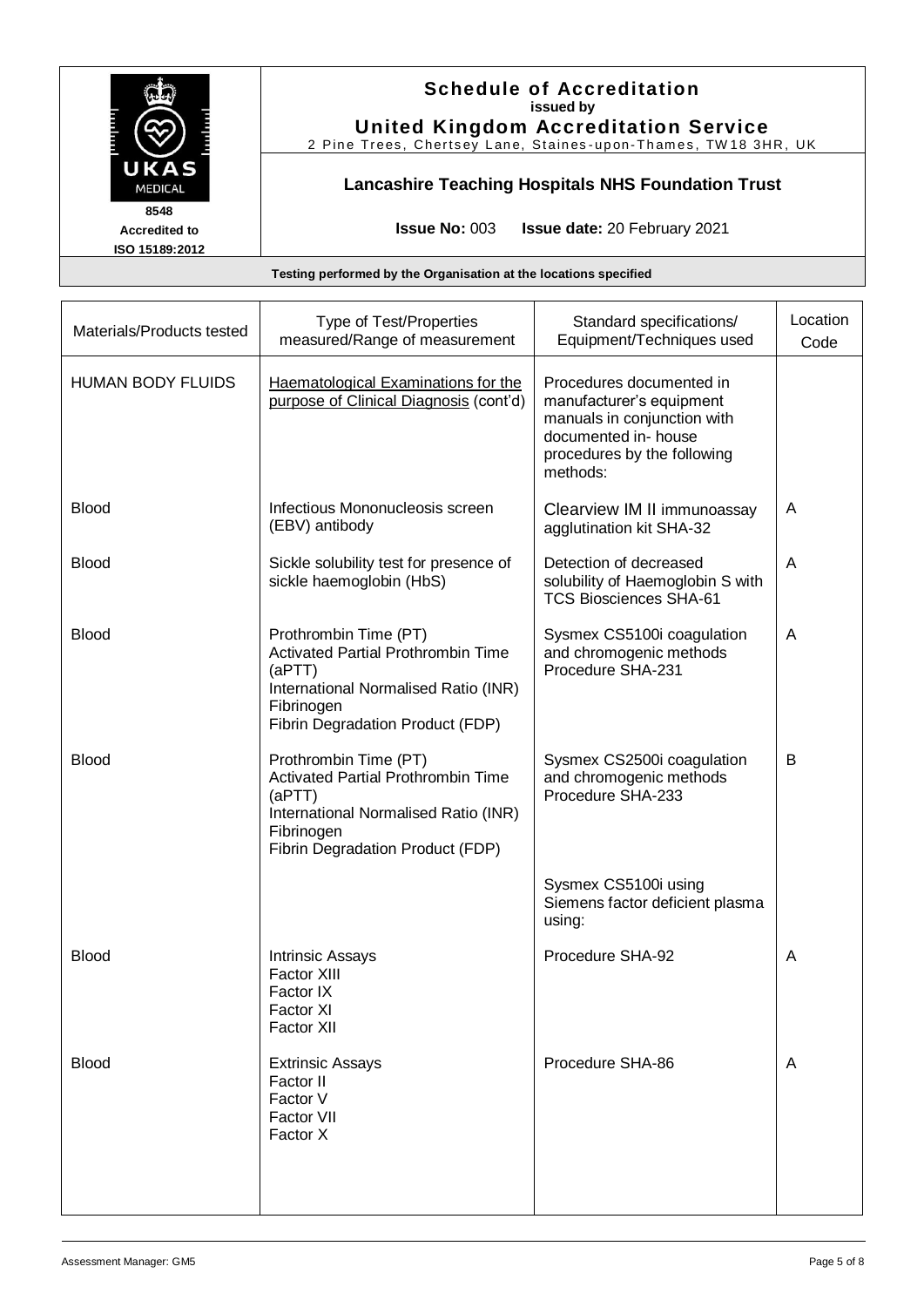## Schedule of Accreditation
issued by
**United Kingdom Accreditation Service**
2 Pine Trees, Chertsey Lane, Staines-upon-Thames, TW18 3HR, UK

8548
Accredited to
ISO 15189:2012

### Lancashire Teaching Hospitals NHS Foundation Trust

**Issue No:** 003 **Issue date:** 20 February 2021

**Testing performed by the Organisation at the locations specified**

| Materials/Products tested | Type of Test/Properties measured/Range of measurement | Standard specifications/ Equipment/Techniques used | Location Code |
|---|---|---|---|
| HUMAN BODY FLUIDS | Haematological Examinations for the purpose of Clinical Diagnosis (cont'd) | Procedures documented in manufacturer's equipment manuals in conjunction with documented in- house procedures by the following methods: | |
| Blood | Infectious Mononucleosis screen (EBV) antibody | Clearview IM II immunoassay agglutination kit SHA-32 | A |
| Blood | Sickle solubility test for presence of sickle haemoglobin (HbS) | Detection of decreased solubility of Haemoglobin S with TCS Biosciences SHA-61 | A |
| Blood | Prothrombin Time (PT)<br>Activated Partial Prothrombin Time (aPTT)<br>International Normalised Ratio (INR)<br>Fibrinogen<br>Fibrin Degradation Product (FDP) | Sysmex CS5100i coagulation and chromogenic methods Procedure SHA-231 | A |
| Blood | Prothrombin Time (PT)<br>Activated Partial Prothrombin Time (aPTT)<br>International Normalised Ratio (INR)<br>Fibrinogen<br>Fibrin Degradation Product (FDP) | Sysmex CS2500i coagulation and chromogenic methods Procedure SHA-233 | B |
| | | Sysmex CS5100i using Siemens factor deficient plasma using: | |
| Blood | Intrinsic Assays<br>Factor XIII<br>Factor IX<br>Factor XI<br>Factor XII | Procedure SHA-92 | A |
| Blood | Extrinsic Assays<br>Factor II<br>Factor V<br>Factor VII<br>Factor X | Procedure SHA-86 | A |

Assessment Manager: GM5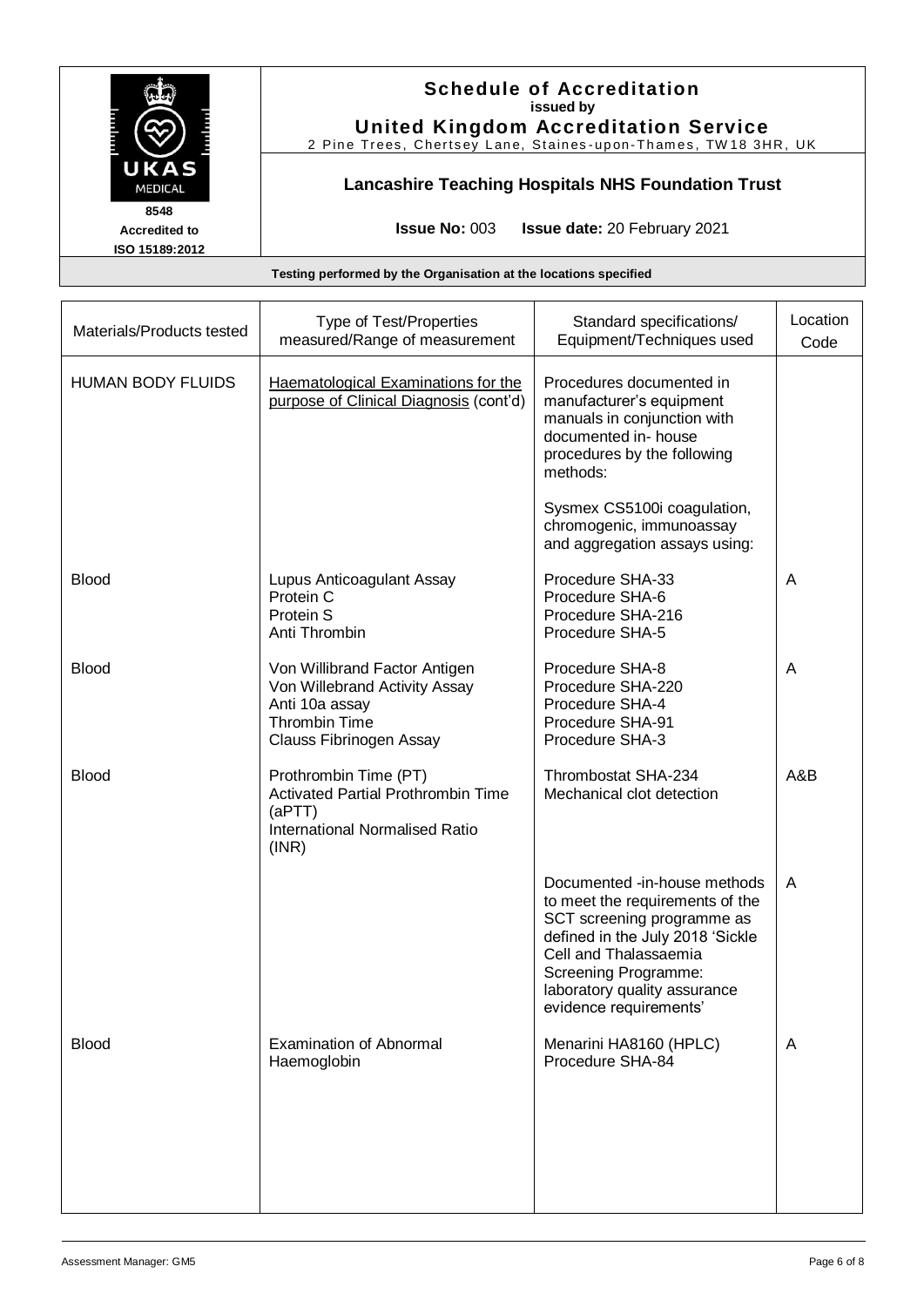| Materials/Products tested | Type of Test/Properties measured/Range of measurement | Standard specifications/ Equipment/Techniques used | Location Code |
|---|---|---|---|
| HUMAN BODY FLUIDS | Haematological Examinations for the purpose of Clinical Diagnosis (cont'd) | Procedures documented in manufacturer's equipment manuals in conjunction with documented in- house procedures by the following methods:<br><br>Sysmex CS5100i coagulation, chromogenic, immunoassay and aggregation assays using: | |
| Blood | Lupus Anticoagulant Assay<br>Protein C<br>Protein S<br>Anti Thrombin | Procedure SHA-33<br>Procedure SHA-6<br>Procedure SHA-216<br>Procedure SHA-5 | A |
| Blood | Von Willibrand Factor Antigen<br>Von Willebrand Activity Assay<br>Anti 10a assay<br>Thrombin Time<br>Clauss Fibrinogen Assay | Procedure SHA-8<br>Procedure SHA-220<br>Procedure SHA-4<br>Procedure SHA-91<br>Procedure SHA-3 | A |
| Blood | Prothrombin Time (PT)<br>Activated Partial Prothrombin Time (aPTT)<br>International Normalised Ratio (INR) | Thrombostat SHA-234<br>Mechanical clot detection | A&B |
| | | Documented -in-house methods to meet the requirements of the SCT screening programme as defined in the July 2018 'Sickle Cell and Thalassaemia Screening Programme: laboratory quality assurance evidence requirements' | A |
| Blood | Examination of Abnormal Haemoglobin | Menarini HA8160 (HPLC)<br>Procedure SHA-84 | A |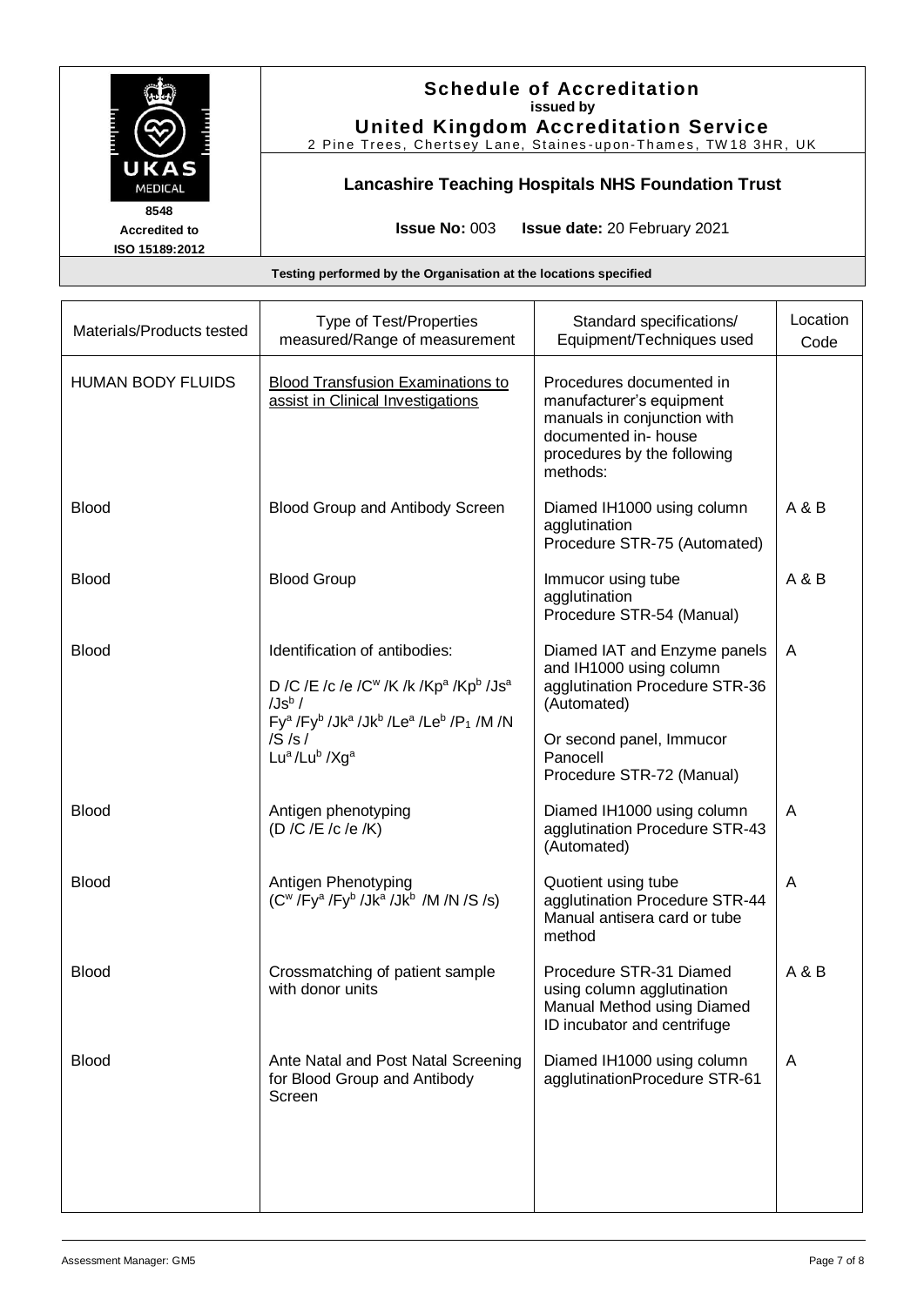**Schedule of Accreditation**
**issued by**
**United Kingdom Accreditation Service**
2 Pine Trees, Chertsey Lane, Staines-upon-Thames, TW18 3HR, UK

**8548**
**Accredited to**
**ISO 15189:2012**

**Lancashire Teaching Hospitals NHS Foundation Trust**

**Issue No:** 003 **Issue date:** 20 February 2021

**Testing performed by the Organisation at the locations specified**

| Materials/Products tested | Type of Test/Properties measured/Range of measurement | Standard specifications/ Equipment/Techniques used | Location Code |
|---|---|---|---|
| HUMAN BODY FLUIDS | Blood Transfusion Examinations to assist in Clinical Investigations | Procedures documented in manufacturer's equipment manuals in conjunction with documented in- house procedures by the following methods: | |
| Blood | Blood Group and Antibody Screen | Diamed IH1000 using column agglutination Procedure STR-75 (Automated) | A & B |
| Blood | Blood Group | Immucor using tube agglutination Procedure STR-54 (Manual) | A & B |
| Blood | Identification of antibodies: D /C /E /c /e /$C^w$ /K /k /$Kp^a$ /$Kp^b$ /$Js^a$ /$Js^b$ / $Fy^a$ /$Fy^b$ /$Jk^a$ /$Jk^b$ /$Le^a$ /$Le^b$ /$P_1$ /M /N /S /s / $Lu^a$ /$Lu^b$ /$Xg^a$ | Diamed IAT and Enzyme panels and IH1000 using column agglutination Procedure STR-36 (Automated) Or second panel, Immucor Panocell Procedure STR-72 (Manual) | A |
| Blood | Antigen phenotyping (D /C /E /c /e /K) | Diamed IH1000 using column agglutination Procedure STR-43 (Automated) | A |
| Blood | Antigen Phenotyping ($C^w$ /$Fy^a$ /$Fy^b$ /$Jk^a$ /$Jk^b$ /M /N /S /s) | Quotient using tube agglutination Procedure STR-44 Manual antisera card or tube method | A |
| Blood | Crossmatching of patient sample with donor units | Procedure STR-31 Diamed using column agglutination Manual Method using Diamed ID incubator and centrifuge | A & B |
| Blood | Ante Natal and Post Natal Screening for Blood Group and Antibody Screen | Diamed IH1000 using column agglutinationProcedure STR-61 | A |

Assessment Manager: GM5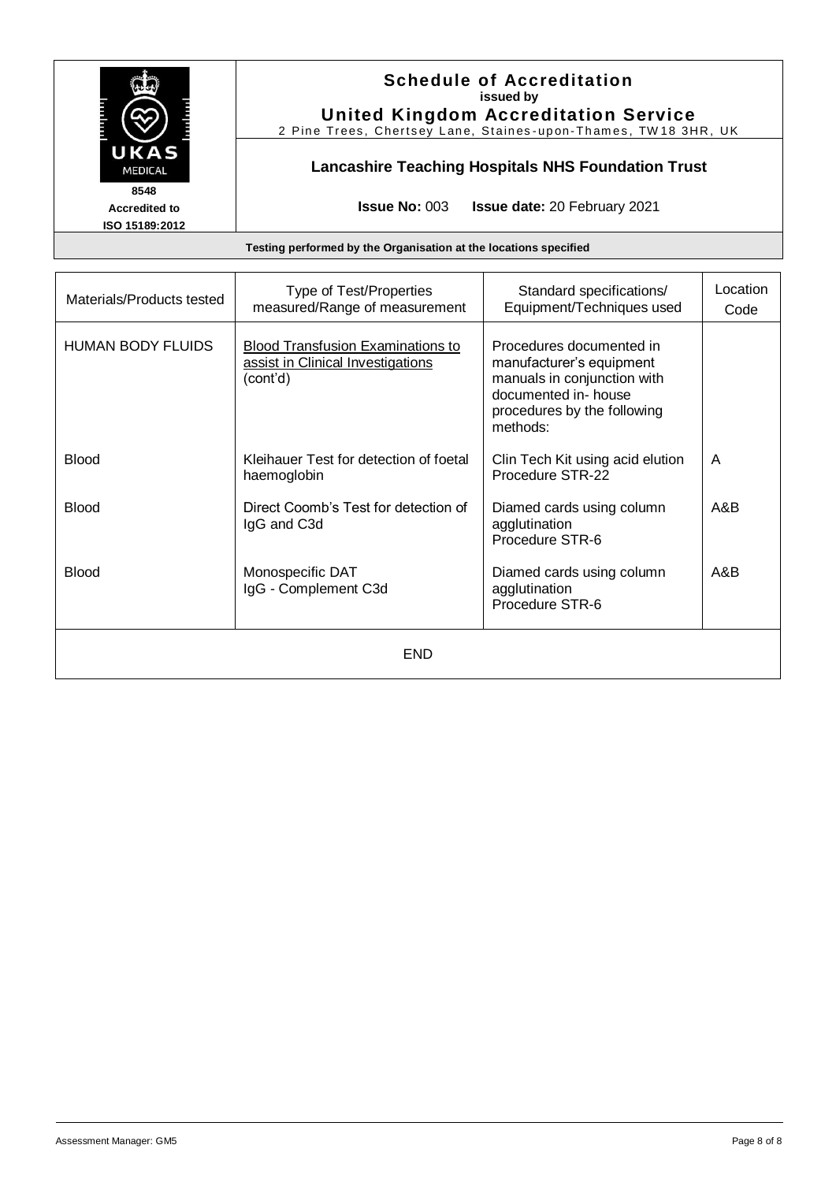## Schedule of Accreditation
**issued by**
## United Kingdom Accreditation Service
2 Pine Trees, Chertsey Lane, Staines-upon-Thames, TW18 3HR, UK

8548
Accredited to
ISO 15189:2012

### Lancashire Teaching Hospitals NHS Foundation Trust

**Issue No:** 003 **Issue date:** 20 February 2021

**Testing performed by the Organisation at the locations specified**

| Materials/Products tested | Type of Test/Properties measured/Range of measurement | Standard specifications/ Equipment/Techniques used | Location Code |
|---|---|---|---|
| HUMAN BODY FLUIDS | Blood Transfusion Examinations to assist in Clinical Investigations (cont'd) | Procedures documented in manufacturer's equipment manuals in conjunction with documented in- house procedures by the following methods: | |
| Blood | Kleihauer Test for detection of foetal haemoglobin | Clin Tech Kit using acid elution Procedure STR-22 | A |
| Blood | Direct Coomb's Test for detection of IgG and C3d | Diamed cards using column agglutination Procedure STR-6 | A&B |
| Blood | Monospecific DAT IgG - Complement C3d | Diamed cards using column agglutination Procedure STR-6 | A&B |

END

Assessment Manager: GM5